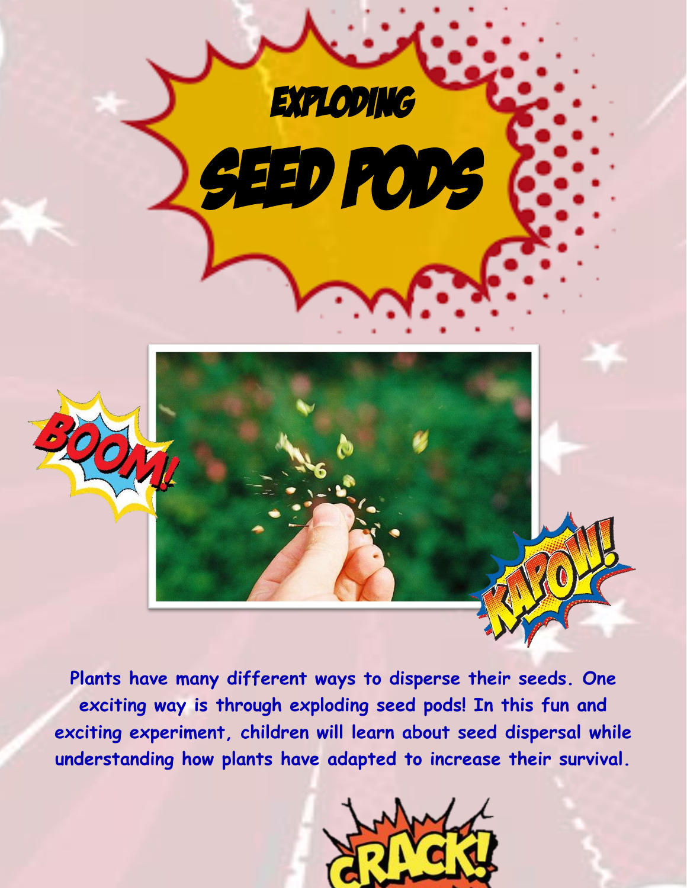# EXPLODING SEED PODS

Plants have many different ways to disperse their seeds. One exciting way is through exploding seed pods! In this fun and exciting experiment, children will learn about seed dispersal while understanding how plants have adapted to increase their survival.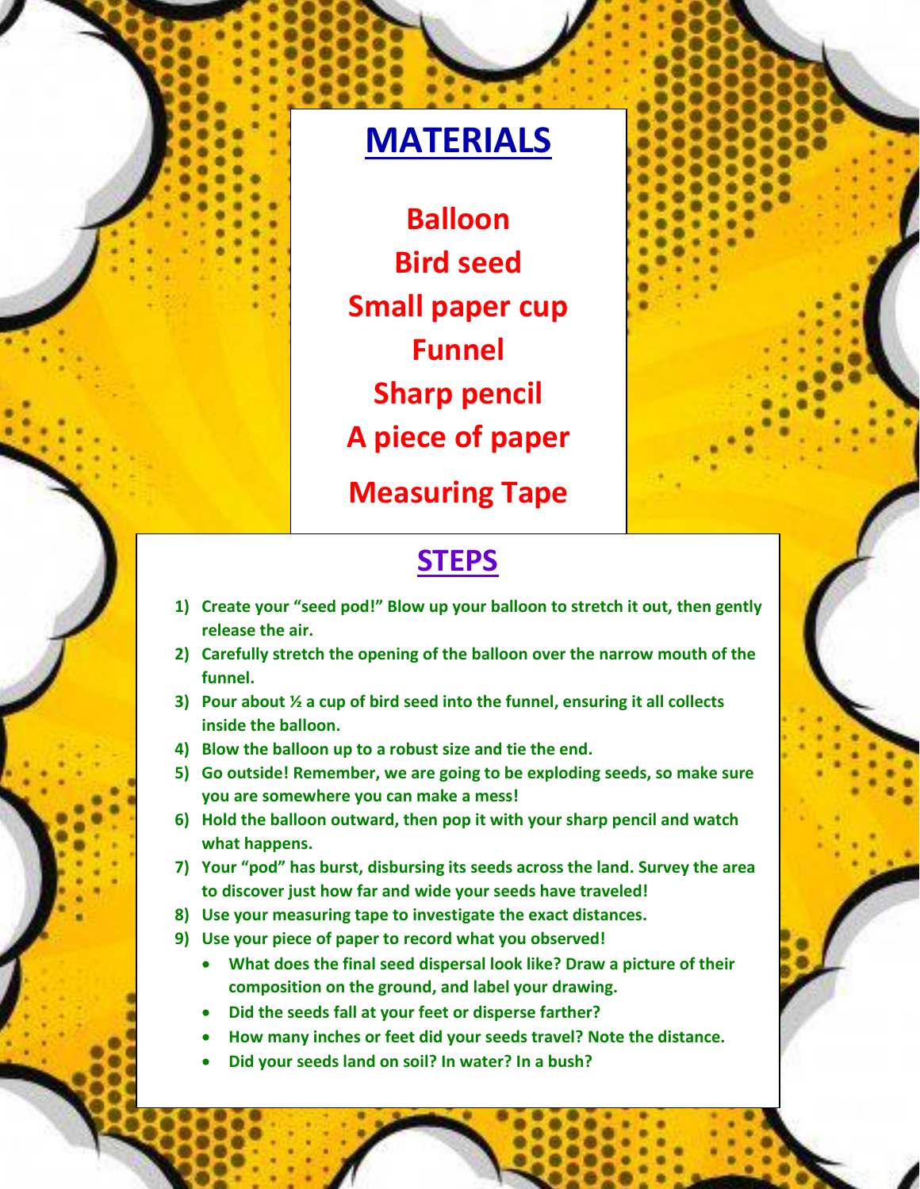## MATERIALS

**Balloon**
**Bird seed**
**Small paper cup**
**Funnel**
**Sharp pencil**
**A piece of paper**
**Measuring Tape**

## STEPS

1) **Create your "seed pod!" Blow up your balloon to stretch it out, then gently release the air.**
2) **Carefully stretch the opening of the balloon over the narrow mouth of the funnel.**
3) **Pour about ½ a cup of bird seed into the funnel, ensuring it all collects inside the balloon.**
4) **Blow the balloon up to a robust size and tie the end.**
5) **Go outside! Remember, we are going to be exploding seeds, so make sure you are somewhere you can make a mess!**
6) **Hold the balloon outward, then pop it with your sharp pencil and watch what happens.**
7) **Your "pod" has burst, disbursing its seeds across the land. Survey the area to discover just how far and wide your seeds have traveled!**
8) **Use your measuring tape to investigate the exact distances.**
9) **Use your piece of paper to record what you observed!**
   - **What does the final seed dispersal look like? Draw a picture of their composition on the ground, and label your drawing.**
   - **Did the seeds fall at your feet or disperse farther?**
   - **How many inches or feet did your seeds travel? Note the distance.**
   - **Did your seeds land on soil? In water? In a bush?**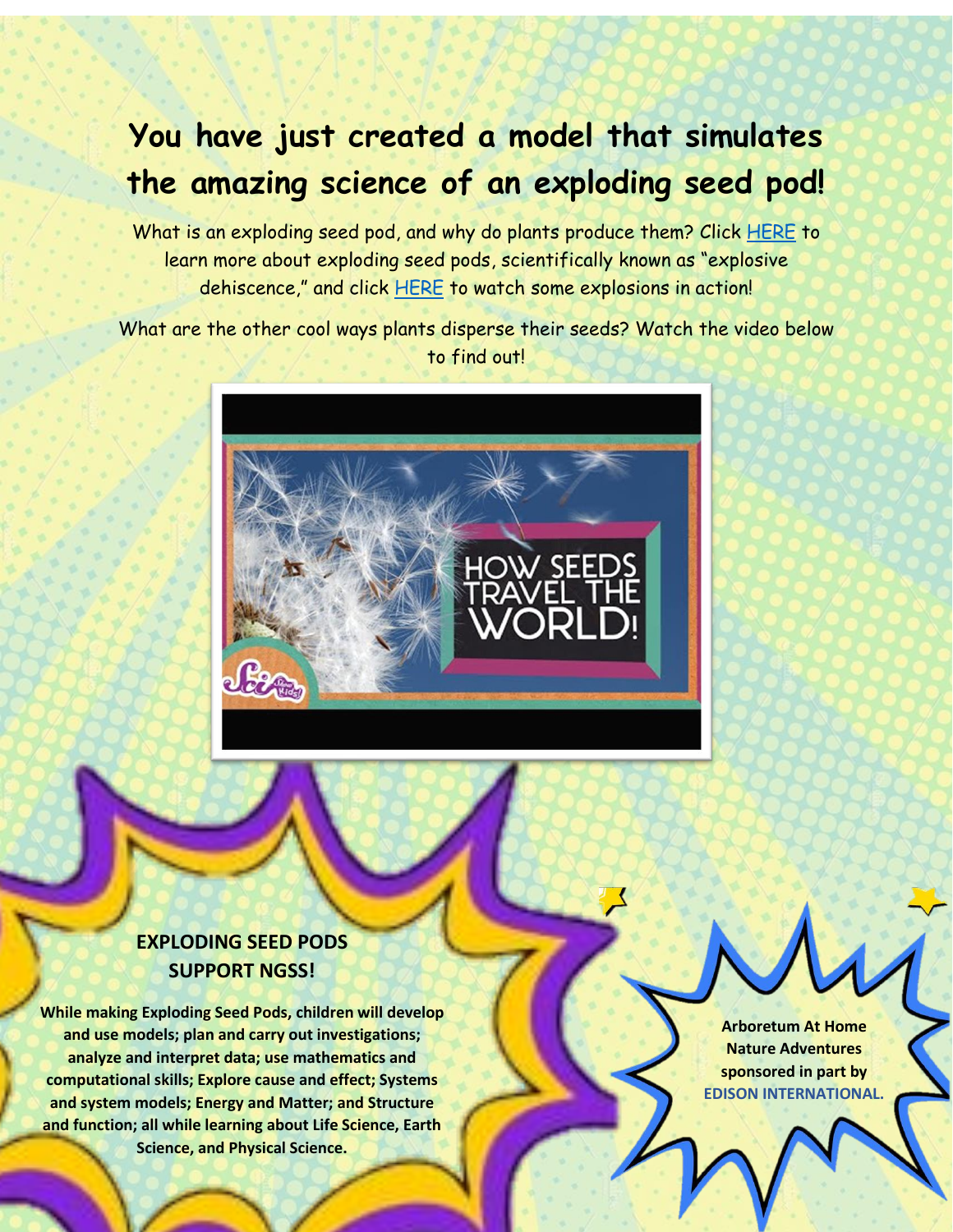# You have just created a model that simulates the amazing science of an exploding seed pod!

What is an exploding seed pod, and why do plants produce them? Click HERE to learn more about exploding seed pods, scientifically known as "explosive dehiscence," and click HERE to watch some explosions in action!

What are the other cool ways plants disperse their seeds? Watch the video below to find out!

HOW SEEDS TRAVEL THE WORLD!

**EXPLODING SEED PODS SUPPORT NGSS!**

**While making Exploding Seed Pods, children will develop and use models; plan and carry out investigations; analyze and interpret data; use mathematics and computational skills; Explore cause and effect; Systems and system models; Energy and Matter; and Structure and function; all while learning about Life Science, Earth Science, and Physical Science.**

**Arboretum At Home Nature Adventures sponsored in part by EDISON INTERNATIONAL.**